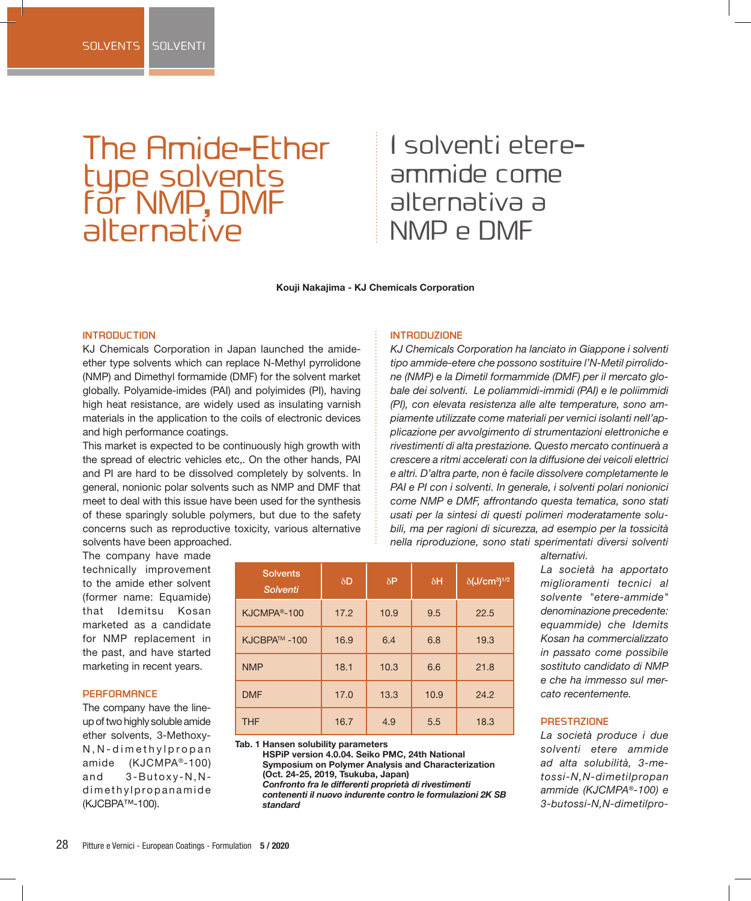# The Amide-Ether type solvents for NMP, DMF alternative

# I solventi etere-ammide come alternativa a NMP e DMF

**Kouji Nakajima - KJ Chemicals Corporation**

## INTRODUCTION

KJ Chemicals Corporation in Japan launched the amide-ether type solvents which can replace N-Methyl pyrrolidone (NMP) and Dimethyl formamide (DMF) for the solvent market globally. Polyamide-imides (PAI) and polyimides (PI), having high heat resistance, are widely used as insulating varnish materials in the application to the coils of electronic devices and high performance coatings.

This market is expected to be continuously high growth with the spread of electric vehicles etc,. On the other hands, PAI and PI are hard to be dissolved completely by solvents. In general, nonionic polar solvents such as NMP and DMF that meet to deal with this issue have been used for the synthesis of these sparingly soluble polymers, but due to the safety concerns such as reproductive toxicity, various alternative solvents have been approached.

The company have made technically improvement to the amide ether solvent (former name: Equamide) that Idemitsu Kosan marketed as a candidate for NMP replacement in the past, and have started marketing in recent years.

## PERFORMANCE

The company have the line-up of two highly soluble amide ether solvents, 3-Methoxy-N,N-dimethylpropanamide (KJCMPA®-100) and 3-Butoxy-N,N-dimethylpropanamide (KJCBPA™-100).

| Solvents *Solventi* | δD | δP | δH | δ(J/cm³)$^{1/2}$ |
|---|---|---|---|---|
| KJCMPA®-100 | 17.2 | 10.9 | 9.5 | 22.5 |
| KJCBPA™ -100 | 16.9 | 6.4 | 6.8 | 19.3 |
| NMP | 18.1 | 10.3 | 6.6 | 21.8 |
| DMF | 17.0 | 13.3 | 10.9 | 24.2 |
| THF | 16.7 | 4.9 | 5.5 | 18.3 |

**Tab. 1 Hansen solubility parameters**
**HSPiP version 4.0.04. Seiko PMC, 24th National Symposium on Polymer Analysis and Characterization (Oct. 24-25, 2019, Tsukuba, Japan)**
***Confronto fra le differenti proprietà di rivestimenti contenenti il nuovo indurente contro le formulazioni 2K SB standard***

## INTRODUZIONE

*KJ Chemicals Corporation ha lanciato in Giappone i solventi tipo ammide-etere che possono sostituire l'N-Metil pirrolidone (NMP) e la Dimetil formammide (DMF) per il mercato globale dei solventi. Le poliammidi-immidi (PAI) e le poliimmidi (PI), con elevata resistenza alle alte temperature, sono ampiamente utilizzate come materiali per vernici isolanti nell'applicazione per avvolgimento di strumentazioni elettroniche e rivestimenti di alta prestazione. Questo mercato continuerà a crescere a ritmi accelerati con la diffusione dei veicoli elettrici e altri. D'altra parte, non è facile dissolvere completamente le PAI e PI con i solventi. In generale, i solventi polari nonionici come NMP e DMF, affrontando questa tematica, sono stati usati per la sintesi di questi polimeri moderatamente solubili, ma per ragioni di sicurezza, ad esempio per la tossicità nella riproduzione, sono stati sperimentati diversi solventi alternativi.*

*La società ha apportato miglioramenti tecnici al solvente "etere-ammide" denominazione precedente: equammide) che Idemits Kosan ha commercializzato in passato come possibile sostituto candidato di NMP e che ha immesso sul mercato recentemente.*

## PRESTAZIONE

*La società produce i due solventi etere ammide ad alta solubilità, 3-metossi-N,N-dimetilpropan ammide (KJCMPA®-100) e 3-butossi-N,N-dimetilpro-*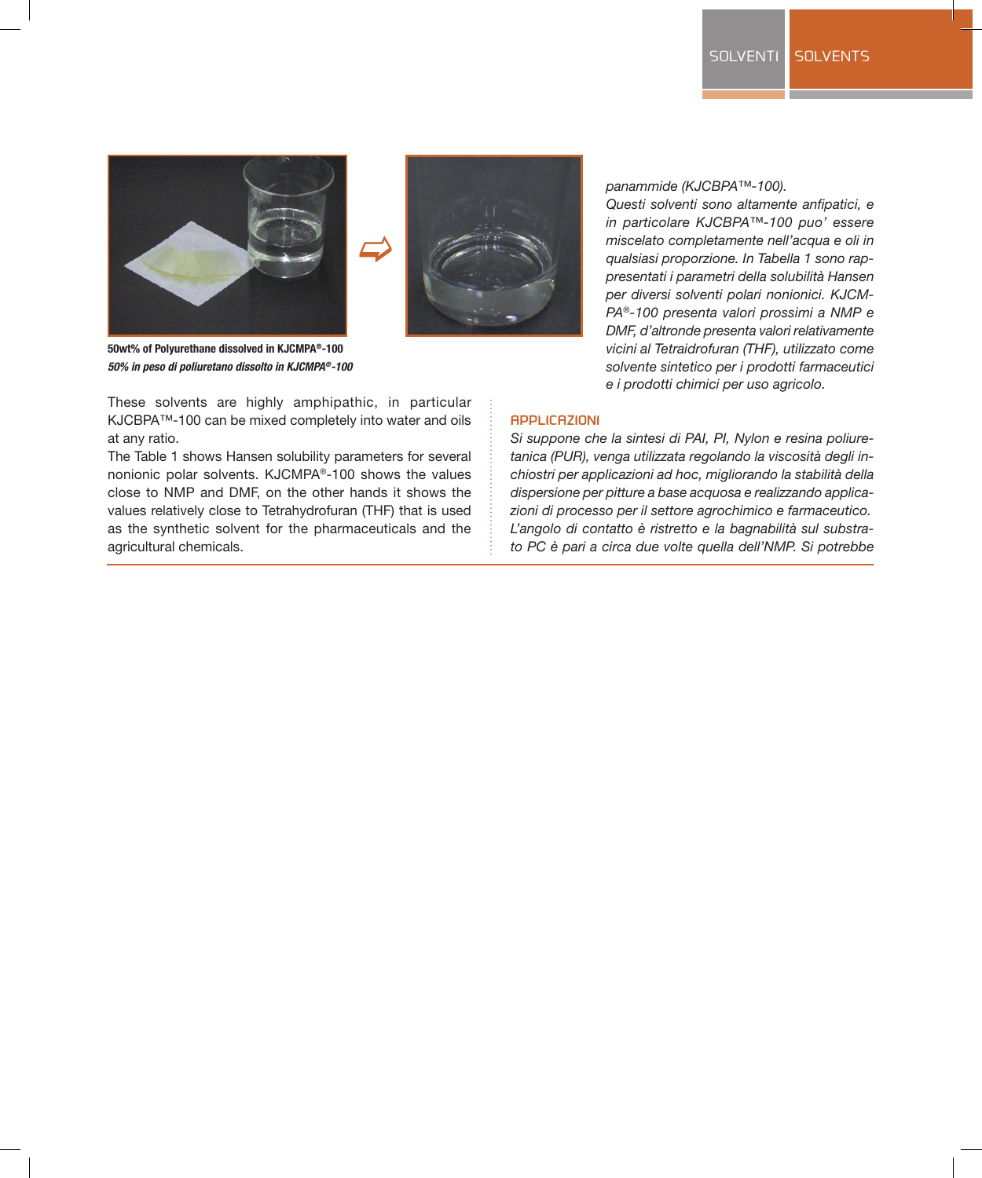50wt% of Polyurethane dissolved in KJCMPA®-100

*50% in peso di poliuretano dissolto in KJCMPA®-100*

These solvents are highly amphipathic, in particular KJCBPA™-100 can be mixed completely into water and oils at any ratio.

The Table 1 shows Hansen solubility parameters for several nonionic polar solvents. KJCMPA®-100 shows the values close to NMP and DMF, on the other hands it shows the values relatively close to Tetrahydrofuran (THF) that is used as the synthetic solvent for the pharmaceuticals and the agricultural chemicals.

*panammide (KJCBPA™-100).*

*Questi solventi sono altamente anfipatici, e in particolare KJCBPA™-100 puo' essere miscelato completamente nell'acqua e oli in qualsiasi proporzione. In Tabella 1 sono rappresentati i parametri della solubilità Hansen per diversi solventi polari nonionici. KJCMPA®-100 presenta valori prossimi a NMP e DMF, d'altronde presenta valori relativamente vicini al Tetraidrofuran (THF), utilizzato come solvente sintetico per i prodotti farmaceutici e i prodotti chimici per uso agricolo.*

### APPLICAZIONI

*Si suppone che la sintesi di PAI, PI, Nylon e resina poliuretanica (PUR), venga utilizzata regolando la viscosità degli inchiostri per applicazioni ad hoc, migliorando la stabilità della dispersione per pitture a base acquosa e realizzando applicazioni di processo per il settore agrochimico e farmaceutico.*

*L'angolo di contatto è ristretto e la bagnabilità sul substrato PC è pari a circa due volte quella dell'NMP. Si potrebbe*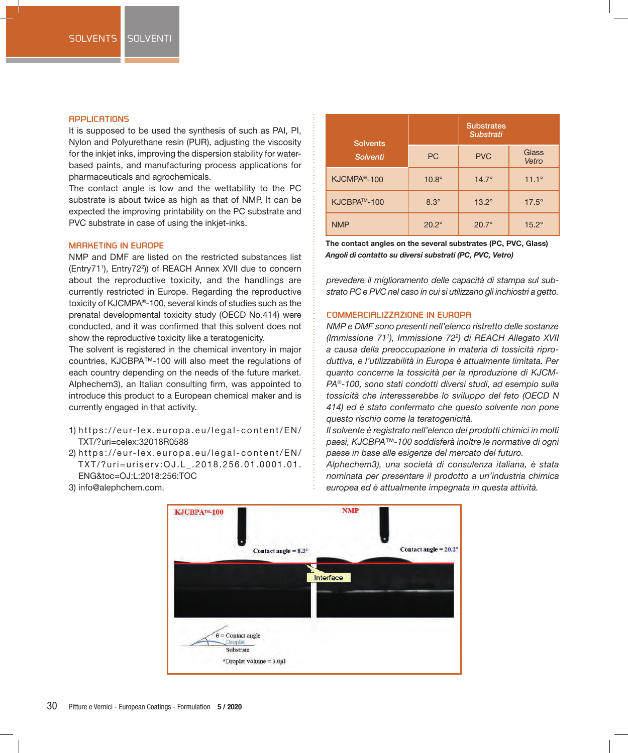## APPLICATIONS

It is supposed to be used the synthesis of such as PAI, PI, Nylon and Polyurethane resin (PUR), adjusting the viscosity for the inkjet inks, improving the dispersion stability for water-based paints, and manufacturing process applications for pharmaceuticals and agrochemicals.

The contact angle is low and the wettability to the PC substrate is about twice as high as that of NMP. It can be expected the improving printability on the PC substrate and PVC substrate in case of using the inkjet-inks.

## MARKETING IN EUROPE

NMP and DMF are listed on the restricted substances list (Entry71[1]), Entry72[2])) of REACH Annex XVII due to concern about the reproductive toxicity, and the handlings are currently restricted in Europe. Regarding the reproductive toxicity of KJCMPA®-100, several kinds of studies such as the prenatal developmental toxicity study (OECD No.414) were conducted, and it was confirmed that this solvent does not show the reproductive toxicity like a teratogenicity.

The solvent is registered in the chemical inventory in major countries, KJCBPA™-100 will also meet the regulations of each country depending on the needs of the future market. Alphechem3), an Italian consulting firm, was appointed to introduce this product to a European chemical maker and is currently engaged in that activity.

1) https://eur-lex.europa.eu/legal-content/EN/TXT/?uri=celex:32018R0588
2) https://eur-lex.europa.eu/legal-content/EN/TXT/?uri=uriserv:OJ.L_.2018.256.01.0001.01.ENG&toc=OJ:L:2018:256:TOC
3) info@alephchem.com.

| Solvents *Solventi* | Substrates *Substrati* | | |
|---|---|---|---|
| | PC | PVC | Glass *Vetro* |
| KJCMPA®-100 | 10.8° | 14.7° | 11.1° |
| KJCBPA™-100 | 8.3° | 13.2° | 17.5° |
| NMP | 20.2° | 20.7° | 15.2° |

**The contact angles on the several substrates (PC, PVC, Glass)**
***Angoli di contatto su diversi substrati (PC, PVC, Vetro)***

*prevedere il miglioramento delle capacità di stampa sul substrato PC e PVC nel caso in cui si utilizzano gli inchiostri a getto.*

## COMMERCIALIZZAZIONE IN EUROPA

*NMP e DMF sono presenti nell'elenco ristretto delle sostanze (Immissione 71[1]), Immissione 72[2]) di REACH Allegato XVII a causa della preoccupazione in materia di tossicità riproduttiva, e l'utilizzabilità in Europa è attualmente limitata. Per quanto concerne la tossicità per la riproduzione di KJCMPA®-100, sono stati condotti diversi studi, ad esempio sulla tossicità che interesserebbe lo sviluppo del feto (OECD N 414) ed è stato confermato che questo solvente non pone questo rischio come la teratogenicità.*

*Il solvente è registrato nell'elenco dei prodotti chimici in molti paesi, KJCBPA™-100 soddisferà inoltre le normative di ogni paese in base alle esigenze del mercato del futuro.*

*Alphechem3), una società di consulenza italiana, è stata nominata per presentare il prodotto a un'industria chimica europea ed è attualmente impegnata in questa attività.*

KJCBPA™-100
NMP
Contact angle = 8.3°
Contact angle = 20.2°
Interface
θ = Contact angle
Droplet
Substrate
*Droplet volume = 3.0μl